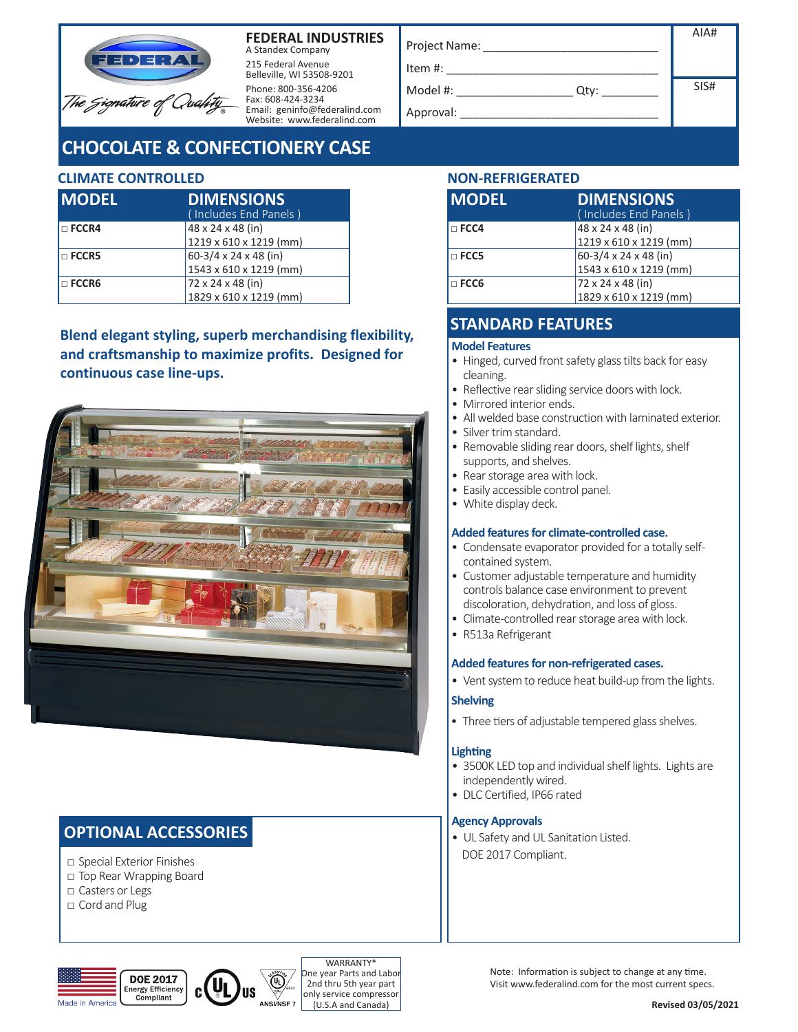**FEDERAL INDUSTRIES**
A Standex Company
215 Federal Avenue
Belleville, WI 53508-9201
Phone: 800-356-4206
Fax: 608-424-3234
Email: geninfo@federalind.com
Website: www.federalind.com

The Signature of Quality

Project Name: ____________________

Item #: ____________________

Model #: ______________ Qty: ________

Approval: ____________________

AIA#

SIS#

# CHOCOLATE & CONFECTIONERY CASE

## CLIMATE CONTROLLED

| MODEL | DIMENSIONS ( Includes End Panels ) |
|---|---|
| □ FCCR4 | 48 x 24 x 48 (in) 1219 x 610 x 1219 (mm) |
| □ FCCR5 | 60-3/4 x 24 x 48 (in) 1543 x 610 x 1219 (mm) |
| □ FCCR6 | 72 x 24 x 48 (in) 1829 x 610 x 1219 (mm) |

## NON-REFRIGERATED

| MODEL | DIMENSIONS ( Includes End Panels ) |
|---|---|
| □ FCC4 | 48 x 24 x 48 (in) 1219 x 610 x 1219 (mm) |
| □ FCC5 | 60-3/4 x 24 x 48 (in) 1543 x 610 x 1219 (mm) |
| □ FCC6 | 72 x 24 x 48 (in) 1829 x 610 x 1219 (mm) |

**Blend elegant styling, superb merchandising flexibility, and craftsmanship to maximize profits. Designed for continuous case line-ups.**

## STANDARD FEATURES

### Model Features
- Hinged, curved front safety glass tilts back for easy cleaning.
- Reflective rear sliding service doors with lock.
- Mirrored interior ends.
- All welded base construction with laminated exterior.
- Silver trim standard.
- Removable sliding rear doors, shelf lights, shelf supports, and shelves.
- Rear storage area with lock.
- Easily accessible control panel.
- White display deck.

### Added features for climate-controlled case.
- Condensate evaporator provided for a totally self-contained system.
- Customer adjustable temperature and humidity controls balance case environment to prevent discoloration, dehydration, and loss of gloss.
- Climate-controlled rear storage area with lock.
- R513a Refrigerant

### Added features for non-refrigerated cases.
- Vent system to reduce heat build-up from the lights.

### Shelving
- Three tiers of adjustable tempered glass shelves.

### Lighting
- 3500K LED top and individual shelf lights. Lights are independently wired.
- DLC Certified, IP66 rated

### Agency Approvals
- UL Safety and UL Sanitation Listed.

DOE 2017 Compliant.

## OPTIONAL ACCESSORIES

- □ Special Exterior Finishes
- □ Top Rear Wrapping Board
- □ Casters or Legs
- □ Cord and Plug

Made in America

DOE 2017 Energy Efficiency Compliant

ANSI/NSF 7

WARRANTY*
One year Parts and Labor
2nd thru 5th year part only service compressor
(U.S.A and Canada)

Note: Information is subject to change at any time.
Visit www.federalind.com for the most current specs.

**Revised 03/05/2021**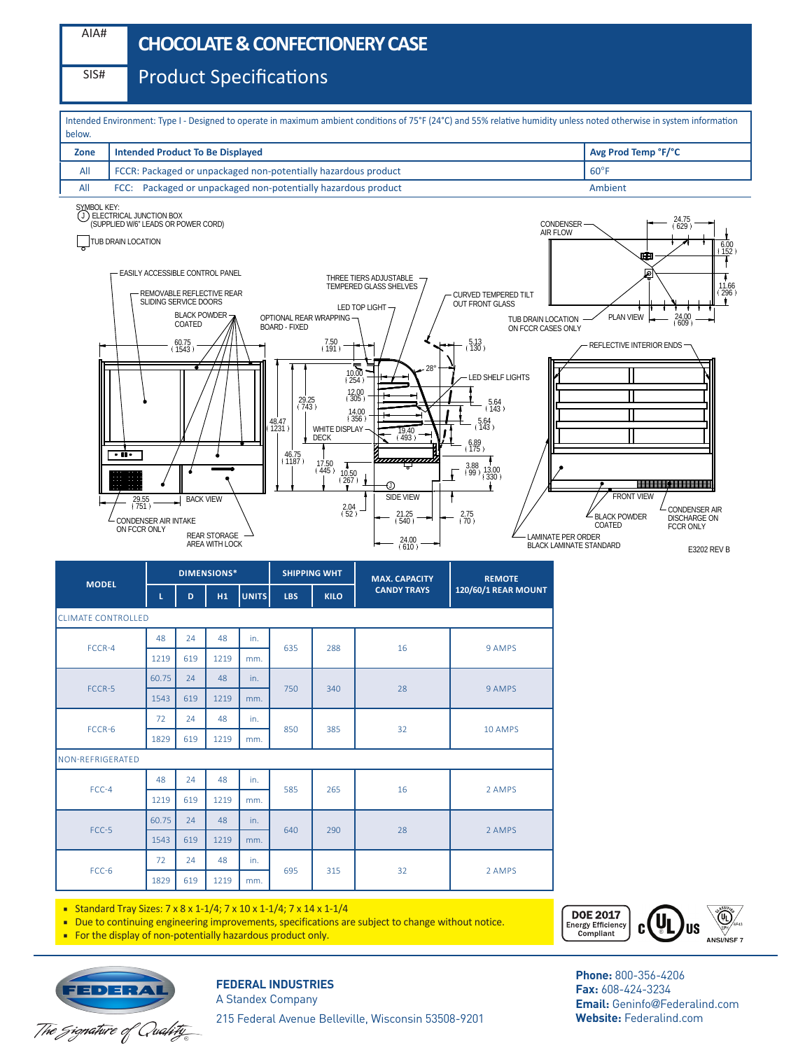AIA#

SIS#

# CHOCOLATE & CONFECTIONERY CASE

## Product Specifications

Intended Environment: Type I - Designed to operate in maximum ambient conditions of 75°F (24°C) and 55% relative humidity unless noted otherwise in system information below.

| Zone | Intended Product To Be Displayed | Avg Prod Temp °F/°C |
|---|---|---|
| All | FCCR: Packaged or unpackaged non-potentially hazardous product | 60°F |
| All | FCC: Packaged or unpackaged non-potentially hazardous product | Ambient |

SYMBOL KEY:
J ELECTRICAL JUNCTION BOX (SUPPLIED W/6" LEADS OR POWER CORD)
TUB DRAIN LOCATION

EASILY ACCESSIBLE CONTROL PANEL
REMOVABLE REFLECTIVE REAR SLIDING SERVICE DOORS
BLACK POWDER COATED
OPTIONAL REAR WRAPPING BOARD - FIXED
THREE TIERS ADJUSTABLE TEMPERED GLASS SHELVES
LED TOP LIGHT
CURVED TEMPERED TILT OUT FRONT GLASS
TUB DRAIN LOCATION ON FCCR CASES ONLY
CONDENSER AIR FLOW
PLAN VIEW
REFLECTIVE INTERIOR ENDS
LED SHELF LIGHTS
WHITE DISPLAY DECK
BACK VIEW
SIDE VIEW
FRONT VIEW
CONDENSER AIR INTAKE ON FCCR ONLY
REAR STORAGE AREA WITH LOCK
BLACK POWDER COATED
CONDENSER AIR DISCHARGE ON FCCR ONLY
LAMINATE PER ORDER BLACK LAMINATE STANDARD

60.75 (1543)
29.55 (751)
7.50 (191)
5.13 (130)
28°
10.00 (254)
12.00 (305)
14.00 (356)
29.25 (743)
48.47 (1231)
46.75 (1187)
19.40 (493)
5.64 (143)
5.64 (143)
6.89 (175)
17.50 (445)
10.50 (267)
3.88 (99)
13.00 (330)
2.04 (52)
21.25 (540)
2.75 (70)
24.00 (610)
24.75 (629)
6.00 (152)
11.66 (296)
24.00 (609)

E3202 REV B

| MODEL | DIMENSIONS* | | | | SHIPPING WHT | | MAX. CAPACITY CANDY TRAYS | REMOTE 120/60/1 REAR MOUNT |
|---|---|---|---|---|---|---|---|---|
| | L | D | H1 | UNITS | LBS | KILO | | |
| CLIMATE CONTROLLED | | | | | | | | |
| FCCR-4 | 48 | 24 | 48 | in. | 635 | 288 | 16 | 9 AMPS |
| | 1219 | 619 | 1219 | mm. | | | | |
| FCCR-5 | 60.75 | 24 | 48 | in. | 750 | 340 | 28 | 9 AMPS |
| | 1543 | 619 | 1219 | mm. | | | | |
| FCCR-6 | 72 | 24 | 48 | in. | 850 | 385 | 32 | 10 AMPS |
| | 1829 | 619 | 1219 | mm. | | | | |
| NON-REFRIGERATED | | | | | | | | |
| FCC-4 | 48 | 24 | 48 | in. | 585 | 265 | 16 | 2 AMPS |
| | 1219 | 619 | 1219 | mm. | | | | |
| FCC-5 | 60.75 | 24 | 48 | in. | 640 | 290 | 28 | 2 AMPS |
| | 1543 | 619 | 1219 | mm. | | | | |
| FCC-6 | 72 | 24 | 48 | in. | 695 | 315 | 32 | 2 AMPS |
| | 1829 | 619 | 1219 | mm. | | | | |

- Standard Tray Sizes: 7 x 8 x 1-1/4; 7 x 10 x 1-1/4; 7 x 14 x 1-1/4
- Due to continuing engineering improvements, specifications are subject to change without notice.
- For the display of non-potentially hazardous product only.

DOE 2017 Energy Efficiency Compliant

ANSI/NSF 7

FEDERAL — The Signature of Quality

**FEDERAL INDUSTRIES**
A Standex Company
215 Federal Avenue Belleville, Wisconsin 53508-9201

**Phone:** 800-356-4206
**Fax:** 608-424-3234
**Email:** Geninfo@Federalind.com
**Website:** Federalind.com